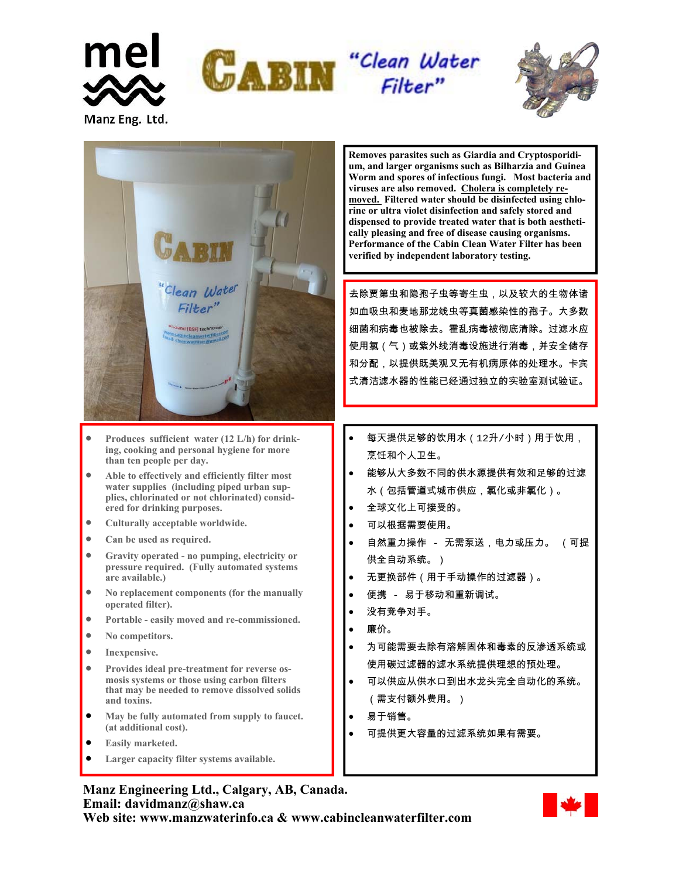mel

Manz Eng. Ltd.

# CABIN "Clean Water Filter"

**Removes parasites such as Giardia and Cryptosporidium, and larger organisms such as Bilharzia and Guinea Worm and spores of infectious fungi. Most bacteria and viruses are also removed. Cholera is completely removed. Filtered water should be disinfected using chlorine or ultra violet disinfection and safely stored and dispensed to provide treated water that is both aesthetically pleasing and free of disease causing organisms. Performance of the Cabin Clean Water Filter has been verified by independent laboratory testing.**

去除贾第虫和隐孢子虫等寄生虫，以及较大的生物体诸如血吸虫和麦地那龙线虫等真菌感染性的孢子。大多数细菌和病毒也被除去。霍乱病毒被彻底清除。过滤水应使用氯（气）或紫外线消毒设施进行消毒，并安全储存和分配，以提供既美观又无有机病原体的处理水。卡宾式清洁滤水器的性能已经通过独立的实验室测试验证。

- **Produces sufficient water (12 L/h) for drinking, cooking and personal hygiene for more than ten people per day.**
- **Able to effectively and efficiently filter most water supplies (including piped urban supplies, chlorinated or not chlorinated) considered for drinking purposes.**
- **Culturally acceptable worldwide.**
- **Can be used as required.**
- **Gravity operated - no pumping, electricity or pressure required. (Fully automated systems are available.)**
- **No replacement components (for the manually operated filter).**
- **Portable - easily moved and re-commissioned.**
- **No competitors.**
- **Inexpensive.**
- **Provides ideal pre-treatment for reverse osmosis systems or those using carbon filters that may be needed to remove dissolved solids and toxins.**
- **May be fully automated from supply to faucet. (at additional cost).**
- **Easily marketed.**
- **Larger capacity filter systems available.**

- 每天提供足够的饮用水（12升/小时）用于饮用，烹饪和个人卫生。
- 能够从大多数不同的供水源提供有效和足够的过滤水（包括管道式城市供应，氯化或非氯化）。
- 全球文化上可接受的。
- 可以根据需要使用。
- 自然重力操作 - 无需泵送，电力或压力。（可提供全自动系统。）
- 无更换部件（用于手动操作的过滤器）。
- 便携 - 易于移动和重新调试。
- 没有竞争对手。
- 廉价。
- 为可能需要去除有溶解固体和毒素的反渗透系统或使用碳过滤器的滤水系统提供理想的预处理。
- 可以供应从供水口到出水龙头完全自动化的系统。（需支付额外费用。）
- 易于销售。
- 可提供更大容量的过滤系统如果有需要。

**Manz Engineering Ltd., Calgary, AB, Canada.**
**Email: davidmanz@shaw.ca**
**Web site: www.manzwaterinfo.ca & www.cabincleanwaterfilter.com**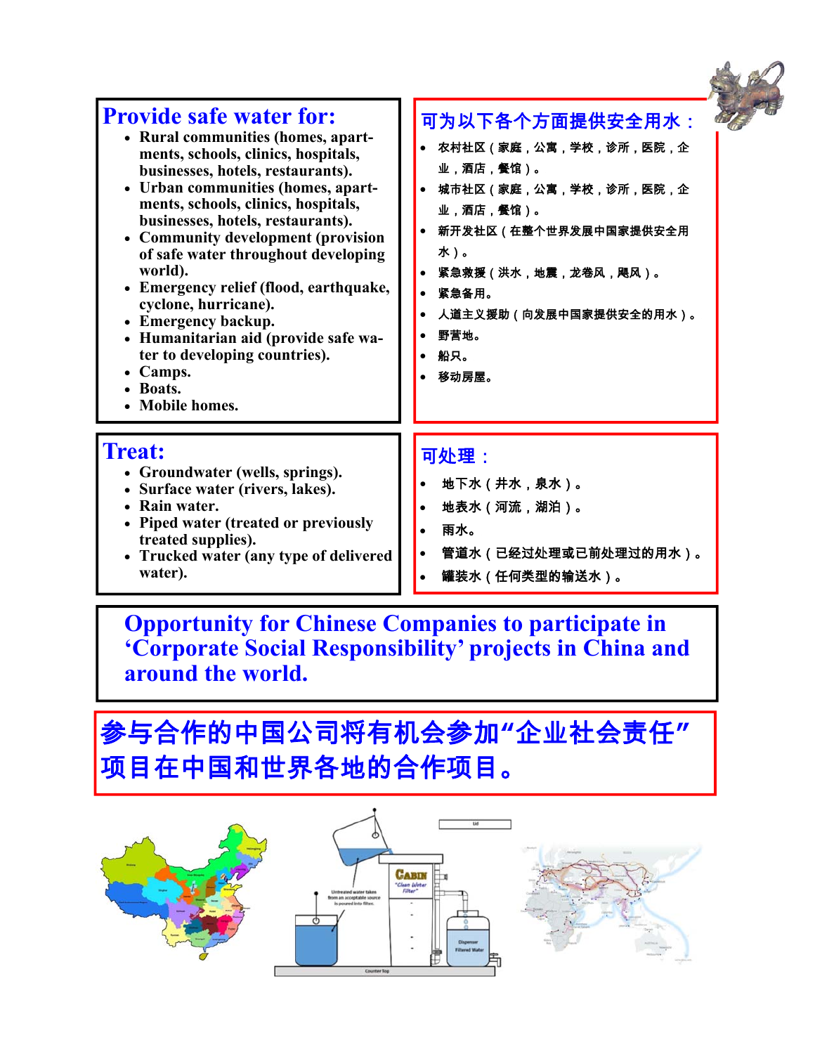## Provide safe water for:

- Rural communities (homes, apartments, schools, clinics, hospitals, businesses, hotels, restaurants).
- Urban communities (homes, apartments, schools, clinics, hospitals, businesses, hotels, restaurants).
- Community development (provision of safe water throughout developing world).
- Emergency relief (flood, earthquake, cyclone, hurricane).
- Emergency backup.
- Humanitarian aid (provide safe water to developing countries).
- Camps.
- Boats.
- Mobile homes.

## 可为以下各个方面提供安全用水：

- 农村社区（家庭，公寓，学校，诊所，医院，企业，酒店，餐馆）。
- 城市社区（家庭，公寓，学校，诊所，医院，企业，酒店，餐馆）。
- 新开发社区（在整个世界发展中国家提供安全用水）。
- 紧急救援（洪水，地震，龙卷风，飓风）。
- 紧急备用。
- 人道主义援助（向发展中国家提供安全的用水）。
- 野营地。
- 船只。
- 移动房屋。

## Treat:

- Groundwater (wells, springs).
- Surface water (rivers, lakes).
- Rain water.
- Piped water (treated or previously treated supplies).
- Trucked water (any type of delivered water).

## 可处理：

- 地下水（井水，泉水）。
- 地表水（河流，湖泊）。
- 雨水。
- 管道水（已经过处理或已前处理过的用水）。
- 罐装水（任何类型的输送水）。

## Opportunity for Chinese Companies to participate in 'Corporate Social Responsibility' projects in China and around the world.

## 参与合作的中国公司将有机会参加"企业社会责任"项目在中国和世界各地的合作项目。